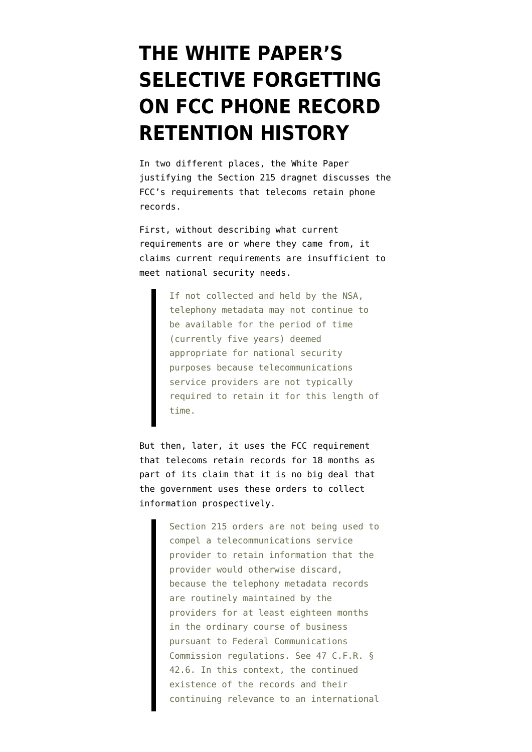# THE WHITE PAPER'S SELECTIVE FORGETTING ON FCC PHONE RECORD RETENTION HISTORY

In two different places, the White Paper justifying the Section 215 dragnet discusses the FCC's requirements that telecoms retain phone records.

First, without describing what current requirements are or where they came from, it claims current requirements are insufficient to meet national security needs.

> If not collected and held by the NSA, telephony metadata may not continue to be available for the period of time (currently five years) deemed appropriate for national security purposes because telecommunications service providers are not typically required to retain it for this length of time.

But then, later, it uses the FCC requirement that telecoms retain records for 18 months as part of its claim that it is no big deal that the government uses these orders to collect information prospectively.

> Section 215 orders are not being used to compel a telecommunications service provider to retain information that the provider would otherwise discard, because the telephony metadata records are routinely maintained by the providers for at least eighteen months in the ordinary course of business pursuant to Federal Communications Commission regulations. See 47 C.F.R. § 42.6. In this context, the continued existence of the records and their continuing relevance to an international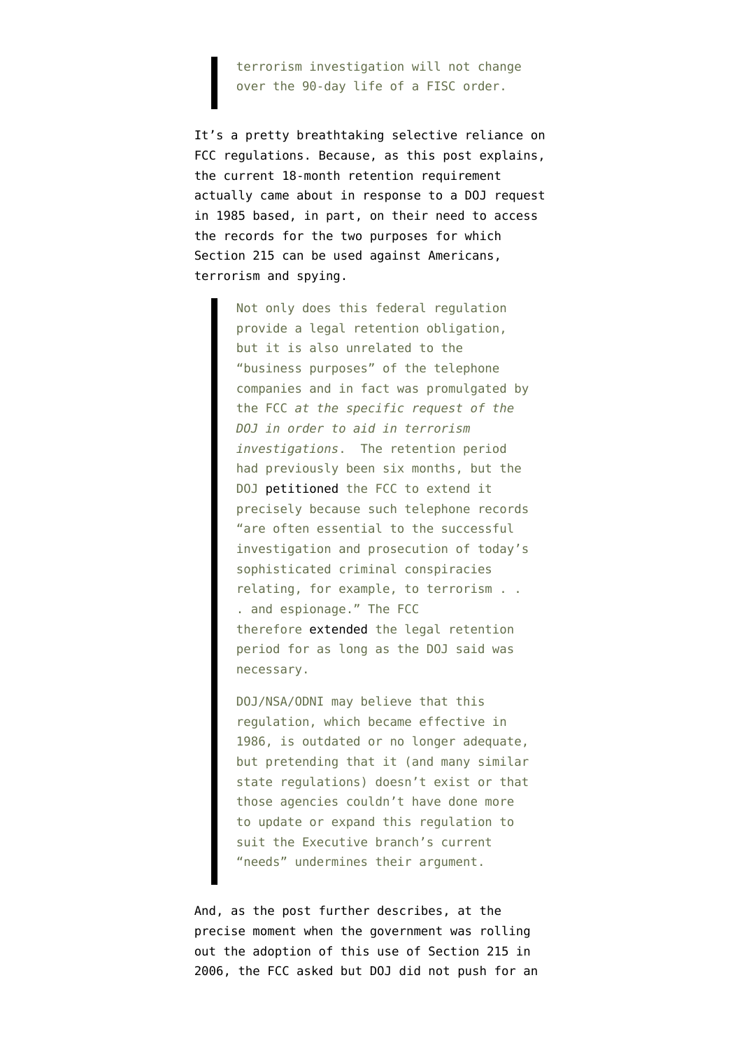> terrorism investigation will not change over the 90-day life of a FISC order.

It's a pretty breathtaking selective reliance on FCC regulations. Because, as this post explains, the current 18-month retention requirement actually came about in response to a DOJ request in 1985 based, in part, on their need to access the records for the two purposes for which Section 215 can be used against Americans, terrorism and spying.

> Not only does this federal regulation provide a legal retention obligation, but it is also unrelated to the "business purposes" of the telephone companies and in fact was promulgated by the FCC *at the specific request of the DOJ in order to aid in terrorism investigations*. The retention period had previously been six months, but the DOJ petitioned the FCC to extend it precisely because such telephone records "are often essential to the successful investigation and prosecution of today's sophisticated criminal conspiracies relating, for example, to terrorism . . . and espionage." The FCC therefore extended the legal retention period for as long as the DOJ said was necessary.
>
> DOJ/NSA/ODNI may believe that this regulation, which became effective in 1986, is outdated or no longer adequate, but pretending that it (and many similar state regulations) doesn't exist or that those agencies couldn't have done more to update or expand this regulation to suit the Executive branch's current "needs" undermines their argument.

And, as the post further describes, at the precise moment when the government was rolling out the adoption of this use of Section 215 in 2006, the FCC asked but DOJ did not push for an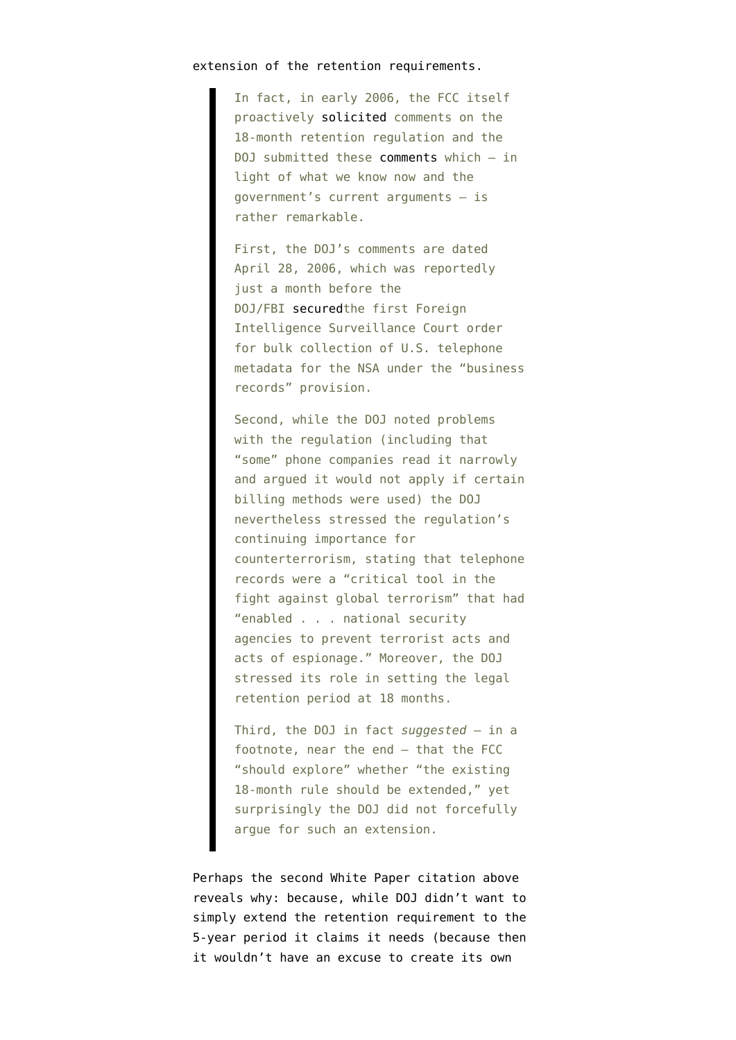extension of the retention requirements.

> In fact, in early 2006, the FCC itself proactively solicited comments on the 18-month retention regulation and the DOJ submitted these comments which — in light of what we know now and the government's current arguments — is rather remarkable.
>
> First, the DOJ's comments are dated April 28, 2006, which was reportedly just a month before the DOJ/FBI securedthe first Foreign Intelligence Surveillance Court order for bulk collection of U.S. telephone metadata for the NSA under the "business records" provision.
>
> Second, while the DOJ noted problems with the regulation (including that "some" phone companies read it narrowly and argued it would not apply if certain billing methods were used) the DOJ nevertheless stressed the regulation's continuing importance for counterterrorism, stating that telephone records were a "critical tool in the fight against global terrorism" that had "enabled . . . national security agencies to prevent terrorist acts and acts of espionage." Moreover, the DOJ stressed its role in setting the legal retention period at 18 months.
>
> Third, the DOJ in fact *suggested* — in a footnote, near the end — that the FCC "should explore" whether "the existing 18-month rule should be extended," yet surprisingly the DOJ did not forcefully argue for such an extension.

Perhaps the second White Paper citation above reveals why: because, while DOJ didn't want to simply extend the retention requirement to the 5-year period it claims it needs (because then it wouldn't have an excuse to create its own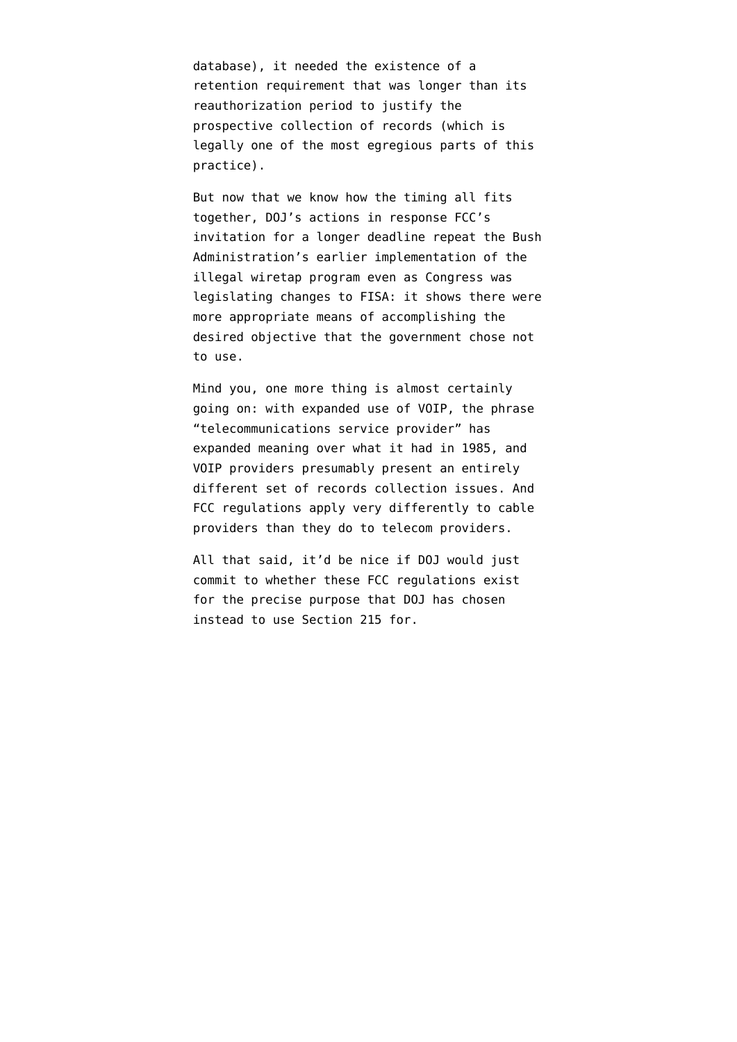database), it needed the existence of a retention requirement that was longer than its reauthorization period to justify the prospective collection of records (which is legally one of the most egregious parts of this practice).

But now that we know how the timing all fits together, DOJ's actions in response FCC's invitation for a longer deadline repeat the Bush Administration's earlier implementation of the illegal wiretap program even as Congress was legislating changes to FISA: it shows there were more appropriate means of accomplishing the desired objective that the government chose not to use.

Mind you, one more thing is almost certainly going on: with expanded use of VOIP, the phrase "telecommunications service provider" has expanded meaning over what it had in 1985, and VOIP providers presumably present an entirely different set of records collection issues. And FCC regulations apply very differently to cable providers than they do to telecom providers.

All that said, it'd be nice if DOJ would just commit to whether these FCC regulations exist for the precise purpose that DOJ has chosen instead to use Section 215 for.